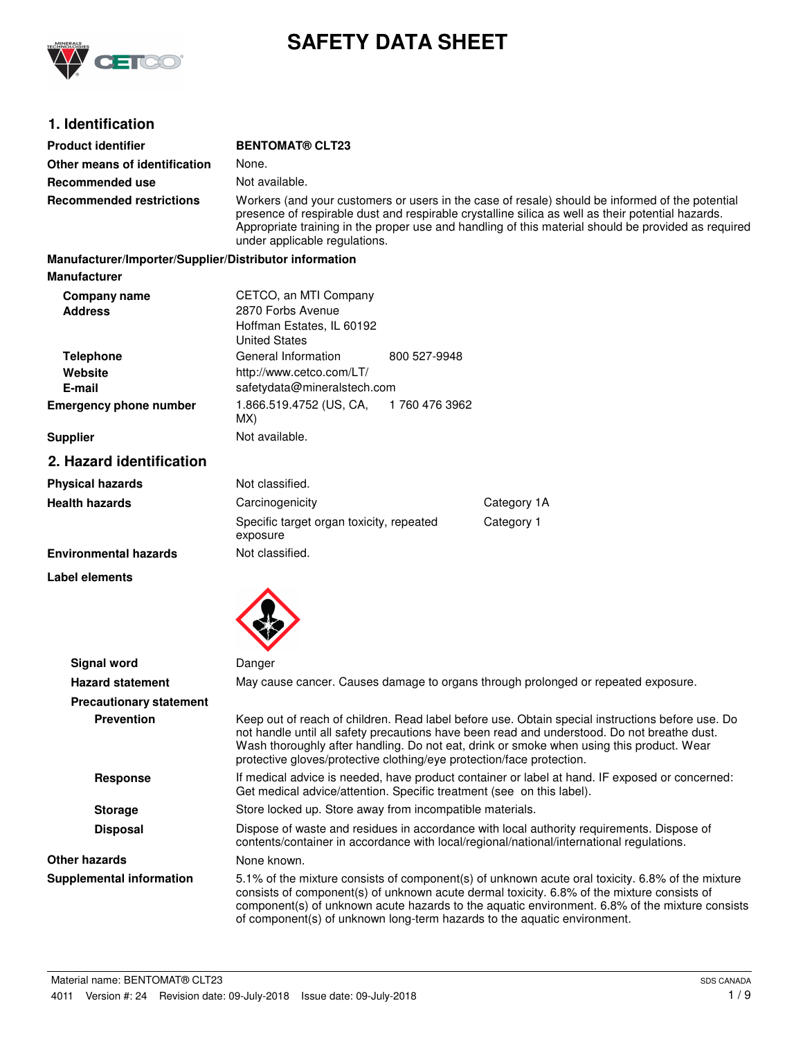# SAFETY DATA SHEET

## 1. Identification

| | |
|---|---|
| **Product identifier** | **BENTOMAT® CLT23** |
| **Other means of identification** | None. |
| **Recommended use** | Not available. |
| **Recommended restrictions** | Workers (and your customers or users in the case of resale) should be informed of the potential presence of respirable dust and respirable crystalline silica as well as their potential hazards. Appropriate training in the proper use and handling of this material should be provided as required under applicable regulations. |

**Manufacturer/Importer/Supplier/Distributor information**

**Manufacturer**

| | | |
|---|---|---|
| **Company name** | CETCO, an MTI Company | |
| **Address** | 2870 Forbs Avenue<br>Hoffman Estates, IL 60192<br>United States | |
| **Telephone** | General Information | 800 527-9948 |
| **Website** | http://www.cetco.com/LT/ | |
| **E-mail** | safetydata@mineralstech.com | |
| **Emergency phone number** | 1.866.519.4752 (US, CA, MX) | 1 760 476 3962 |
| **Supplier** | Not available. | |

## 2. Hazard identification

| | | |
|---|---|---|
| **Physical hazards** | Not classified. | |
| **Health hazards** | Carcinogenicity | Category 1A |
| | Specific target organ toxicity, repeated exposure | Category 1 |
| **Environmental hazards** | Not classified. | |

**Label elements**

| | |
|---|---|
| **Signal word** | Danger |
| **Hazard statement** | May cause cancer. Causes damage to organs through prolonged or repeated exposure. |
| **Precautionary statement** | |
| **Prevention** | Keep out of reach of children. Read label before use. Obtain special instructions before use. Do not handle until all safety precautions have been read and understood. Do not breathe dust. Wash thoroughly after handling. Do not eat, drink or smoke when using this product. Wear protective gloves/protective clothing/eye protection/face protection. |
| **Response** | If medical advice is needed, have product container or label at hand. IF exposed or concerned: Get medical advice/attention. Specific treatment (see on this label). |
| **Storage** | Store locked up. Store away from incompatible materials. |
| **Disposal** | Dispose of waste and residues in accordance with local authority requirements. Dispose of contents/container in accordance with local/regional/national/international regulations. |
| **Other hazards** | None known. |
| **Supplemental information** | 5.1% of the mixture consists of component(s) of unknown acute oral toxicity. 6.8% of the mixture consists of component(s) of unknown acute dermal toxicity. 6.8% of the mixture consists of component(s) of unknown acute hazards to the aquatic environment. 6.8% of the mixture consists of component(s) of unknown long-term hazards to the aquatic environment. |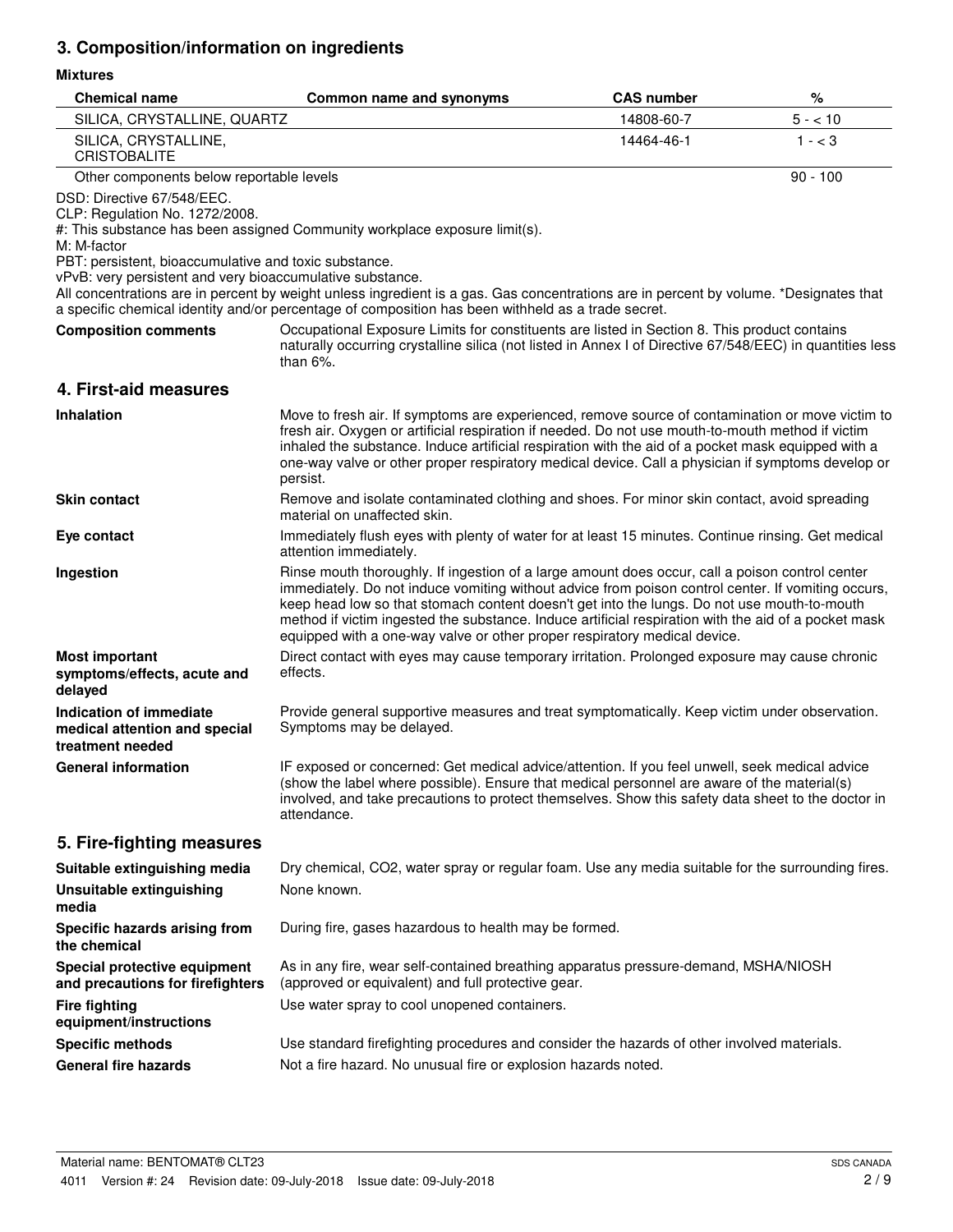## 3. Composition/information on ingredients

**Mixtures**

| Chemical name | Common name and synonyms | CAS number | % |
|---|---|---|---|
| SILICA, CRYSTALLINE, QUARTZ | | 14808-60-7 | 5 - < 10 |
| SILICA, CRYSTALLINE, CRISTOBALITE | | 14464-46-1 | 1 - < 3 |
| Other components below reportable levels | | | 90 - 100 |

DSD: Directive 67/548/EEC.
CLP: Regulation No. 1272/2008.
#: This substance has been assigned Community workplace exposure limit(s).
M: M-factor
PBT: persistent, bioaccumulative and toxic substance.
vPvB: very persistent and very bioaccumulative substance.
All concentrations are in percent by weight unless ingredient is a gas. Gas concentrations are in percent by volume. *Designates that a specific chemical identity and/or percentage of composition has been withheld as a trade secret.

**Composition comments** Occupational Exposure Limits for constituents are listed in Section 8. This product contains naturally occurring crystalline silica (not listed in Annex I of Directive 67/548/EEC) in quantities less than 6%.

## 4. First-aid measures

**Inhalation** Move to fresh air. If symptoms are experienced, remove source of contamination or move victim to fresh air. Oxygen or artificial respiration if needed. Do not use mouth-to-mouth method if victim inhaled the substance. Induce artificial respiration with the aid of a pocket mask equipped with a one-way valve or other proper respiratory medical device. Call a physician if symptoms develop or persist.

**Skin contact** Remove and isolate contaminated clothing and shoes. For minor skin contact, avoid spreading material on unaffected skin.

**Eye contact** Immediately flush eyes with plenty of water for at least 15 minutes. Continue rinsing. Get medical attention immediately.

**Ingestion** Rinse mouth thoroughly. If ingestion of a large amount does occur, call a poison control center immediately. Do not induce vomiting without advice from poison control center. If vomiting occurs, keep head low so that stomach content doesn't get into the lungs. Do not use mouth-to-mouth method if victim ingested the substance. Induce artificial respiration with the aid of a pocket mask equipped with a one-way valve or other proper respiratory medical device.

**Most important symptoms/effects, acute and delayed** Direct contact with eyes may cause temporary irritation. Prolonged exposure may cause chronic effects.

**Indication of immediate medical attention and special treatment needed** Provide general supportive measures and treat symptomatically. Keep victim under observation. Symptoms may be delayed.

**General information** IF exposed or concerned: Get medical advice/attention. If you feel unwell, seek medical advice (show the label where possible). Ensure that medical personnel are aware of the material(s) involved, and take precautions to protect themselves. Show this safety data sheet to the doctor in attendance.

## 5. Fire-fighting measures

**Suitable extinguishing media** Dry chemical, $CO_2$, water spray or regular foam. Use any media suitable for the surrounding fires.

**Unsuitable extinguishing media** None known.

**Specific hazards arising from the chemical** During fire, gases hazardous to health may be formed.

**Special protective equipment and precautions for firefighters** As in any fire, wear self-contained breathing apparatus pressure-demand, MSHA/NIOSH (approved or equivalent) and full protective gear.

**Fire fighting equipment/instructions** Use water spray to cool unopened containers.

**Specific methods** Use standard firefighting procedures and consider the hazards of other involved materials.

**General fire hazards** Not a fire hazard. No unusual fire or explosion hazards noted.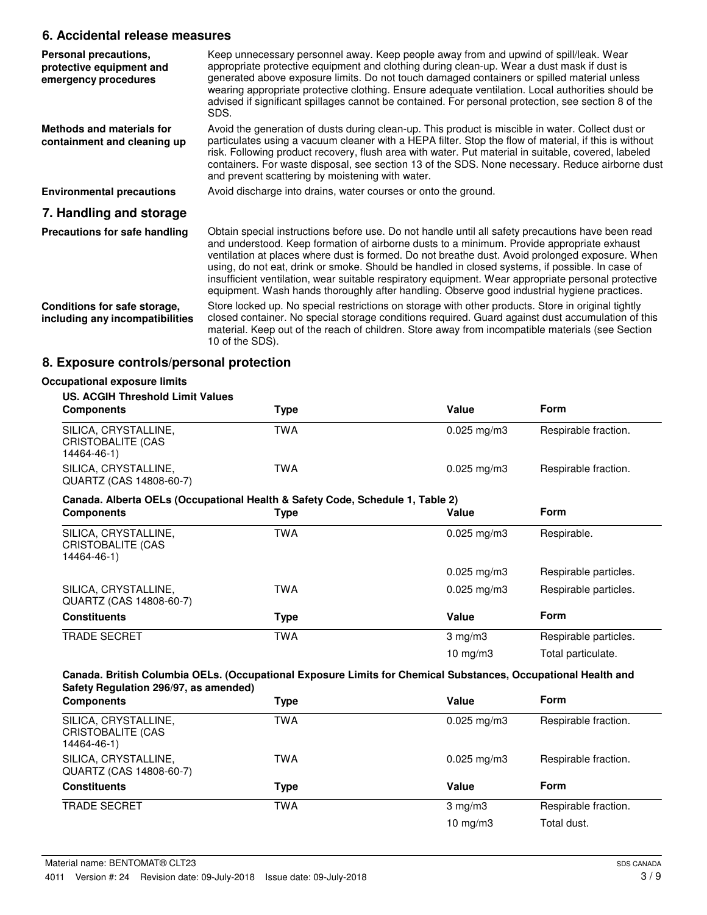## 6. Accidental release measures

**Personal precautions, protective equipment and emergency procedures**

Keep unnecessary personnel away. Keep people away from and upwind of spill/leak. Wear appropriate protective equipment and clothing during clean-up. Wear a dust mask if dust is generated above exposure limits. Do not touch damaged containers or spilled material unless wearing appropriate protective clothing. Ensure adequate ventilation. Local authorities should be advised if significant spillages cannot be contained. For personal protection, see section 8 of the SDS.

**Methods and materials for containment and cleaning up**

Avoid the generation of dusts during clean-up. This product is miscible in water. Collect dust or particulates using a vacuum cleaner with a HEPA filter. Stop the flow of material, if this is without risk. Following product recovery, flush area with water. Put material in suitable, covered, labeled containers. For waste disposal, see section 13 of the SDS. None necessary. Reduce airborne dust and prevent scattering by moistening with water.

**Environmental precautions**

Avoid discharge into drains, water courses or onto the ground.

## 7. Handling and storage

**Precautions for safe handling**

Obtain special instructions before use. Do not handle until all safety precautions have been read and understood. Keep formation of airborne dusts to a minimum. Provide appropriate exhaust ventilation at places where dust is formed. Do not breathe dust. Avoid prolonged exposure. When using, do not eat, drink or smoke. Should be handled in closed systems, if possible. In case of insufficient ventilation, wear suitable respiratory equipment. Wear appropriate personal protective equipment. Wash hands thoroughly after handling. Observe good industrial hygiene practices.

**Conditions for safe storage, including any incompatibilities**

Store locked up. No special restrictions on storage with other products. Store in original tightly closed container. No special storage conditions required. Guard against dust accumulation of this material. Keep out of the reach of children. Store away from incompatible materials (see Section 10 of the SDS).

## 8. Exposure controls/personal protection

**Occupational exposure limits**

**US. ACGIH Threshold Limit Values**

| Components | Type | Value | Form |
|---|---|---|---|
| SILICA, CRYSTALLINE, CRISTOBALITE (CAS 14464-46-1) | TWA | 0.025 mg/m3 | Respirable fraction. |
| SILICA, CRYSTALLINE, QUARTZ (CAS 14808-60-7) | TWA | 0.025 mg/m3 | Respirable fraction. |

**Canada. Alberta OELs (Occupational Health & Safety Code, Schedule 1, Table 2)**

| Components | Type | Value | Form |
|---|---|---|---|
| SILICA, CRYSTALLINE, CRISTOBALITE (CAS 14464-46-1) | TWA | 0.025 mg/m3 | Respirable. |
| | | 0.025 mg/m3 | Respirable particles. |
| SILICA, CRYSTALLINE, QUARTZ (CAS 14808-60-7) | TWA | 0.025 mg/m3 | Respirable particles. |

| Constituents | Type | Value | Form |
|---|---|---|---|
| TRADE SECRET | TWA | 3 mg/m3 | Respirable particles. |
| | | 10 mg/m3 | Total particulate. |

**Canada. British Columbia OELs. (Occupational Exposure Limits for Chemical Substances, Occupational Health and Safety Regulation 296/97, as amended)**

| Components | Type | Value | Form |
|---|---|---|---|
| SILICA, CRYSTALLINE, CRISTOBALITE (CAS 14464-46-1) | TWA | 0.025 mg/m3 | Respirable fraction. |
| SILICA, CRYSTALLINE, QUARTZ (CAS 14808-60-7) | TWA | 0.025 mg/m3 | Respirable fraction. |

| Constituents | Type | Value | Form |
|---|---|---|---|
| TRADE SECRET | TWA | 3 mg/m3 | Respirable fraction. |
| | | 10 mg/m3 | Total dust. |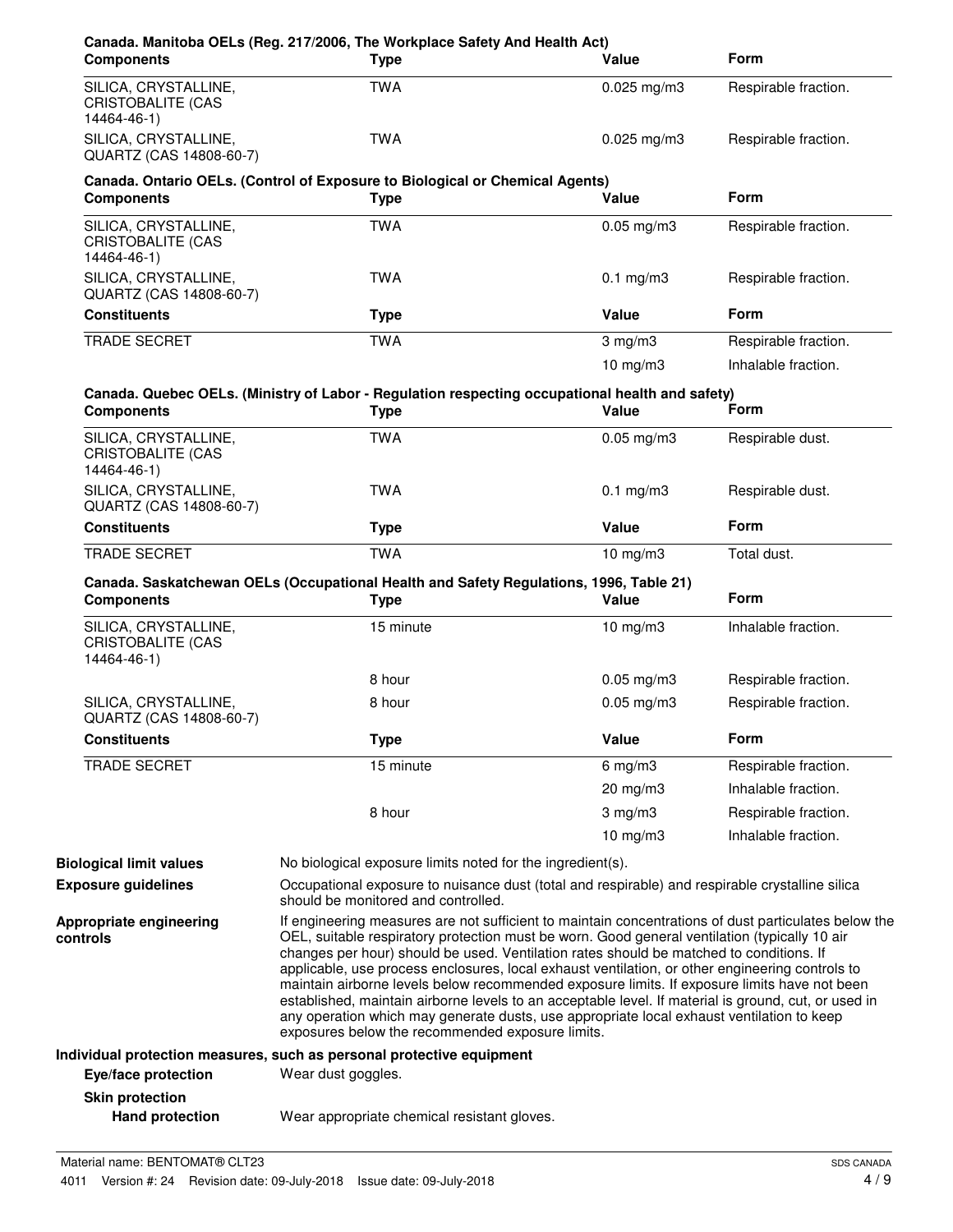**Canada. Manitoba OELs (Reg. 217/2006, The Workplace Safety And Health Act)**

| Components | Type | Value | Form |
|---|---|---|---|
| SILICA, CRYSTALLINE, CRISTOBALITE (CAS 14464-46-1) | TWA | 0.025 mg/m3 | Respirable fraction. |
| SILICA, CRYSTALLINE, QUARTZ (CAS 14808-60-7) | TWA | 0.025 mg/m3 | Respirable fraction. |

**Canada. Ontario OELs. (Control of Exposure to Biological or Chemical Agents)**

| Components | Type | Value | Form |
|---|---|---|---|
| SILICA, CRYSTALLINE, CRISTOBALITE (CAS 14464-46-1) | TWA | 0.05 mg/m3 | Respirable fraction. |
| SILICA, CRYSTALLINE, QUARTZ (CAS 14808-60-7) | TWA | 0.1 mg/m3 | Respirable fraction. |

| Constituents | Type | Value | Form |
|---|---|---|---|
| TRADE SECRET | TWA | 3 mg/m3 | Respirable fraction. |
| | | 10 mg/m3 | Inhalable fraction. |

**Canada. Quebec OELs. (Ministry of Labor - Regulation respecting occupational health and safety)**

| Components | Type | Value | Form |
|---|---|---|---|
| SILICA, CRYSTALLINE, CRISTOBALITE (CAS 14464-46-1) | TWA | 0.05 mg/m3 | Respirable dust. |
| SILICA, CRYSTALLINE, QUARTZ (CAS 14808-60-7) | TWA | 0.1 mg/m3 | Respirable dust. |

| Constituents | Type | Value | Form |
|---|---|---|---|
| TRADE SECRET | TWA | 10 mg/m3 | Total dust. |

**Canada. Saskatchewan OELs (Occupational Health and Safety Regulations, 1996, Table 21)**

| Components | Type | Value | Form |
|---|---|---|---|
| SILICA, CRYSTALLINE, CRISTOBALITE (CAS 14464-46-1) | 15 minute | 10 mg/m3 | Inhalable fraction. |
| | 8 hour | 0.05 mg/m3 | Respirable fraction. |
| SILICA, CRYSTALLINE, QUARTZ (CAS 14808-60-7) | 8 hour | 0.05 mg/m3 | Respirable fraction. |

| Constituents | Type | Value | Form |
|---|---|---|---|
| TRADE SECRET | 15 minute | 6 mg/m3 | Respirable fraction. |
| | | 20 mg/m3 | Inhalable fraction. |
| | 8 hour | 3 mg/m3 | Respirable fraction. |
| | | 10 mg/m3 | Inhalable fraction. |

**Biological limit values** No biological exposure limits noted for the ingredient(s).

**Exposure guidelines** Occupational exposure to nuisance dust (total and respirable) and respirable crystalline silica should be monitored and controlled.

**Appropriate engineering controls** If engineering measures are not sufficient to maintain concentrations of dust particulates below the OEL, suitable respiratory protection must be worn. Good general ventilation (typically 10 air changes per hour) should be used. Ventilation rates should be matched to conditions. If applicable, use process enclosures, local exhaust ventilation, or other engineering controls to maintain airborne levels below recommended exposure limits. If exposure limits have not been established, maintain airborne levels to an acceptable level. If material is ground, cut, or used in any operation which may generate dusts, use appropriate local exhaust ventilation to keep exposures below the recommended exposure limits.

**Individual protection measures, such as personal protective equipment**

**Eye/face protection** Wear dust goggles.

**Skin protection**

**Hand protection** Wear appropriate chemical resistant gloves.

Material name: BENTOMAT® CLT23

4011 Version #: 24 Revision date: 09-July-2018 Issue date: 09-July-2018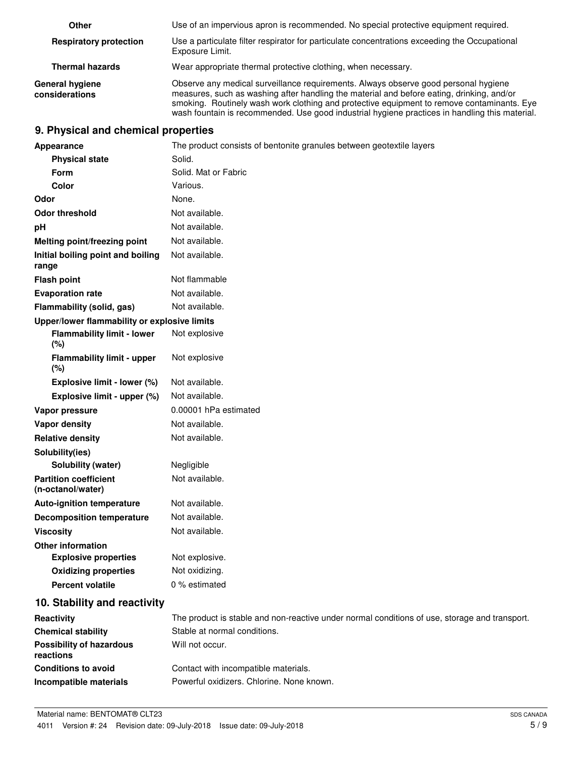| | |
|---|---|
| **Other** | Use of an impervious apron is recommended. No special protective equipment required. |
| **Respiratory protection** | Use a particulate filter respirator for particulate concentrations exceeding the Occupational Exposure Limit. |
| **Thermal hazards** | Wear appropriate thermal protective clothing, when necessary. |
| **General hygiene considerations** | Observe any medical surveillance requirements. Always observe good personal hygiene measures, such as washing after handling the material and before eating, drinking, and/or smoking. Routinely wash work clothing and protective equipment to remove contaminants. Eye wash fountain is recommended. Use good industrial hygiene practices in handling this material. |

## 9. Physical and chemical properties

| | |
|---|---|
| **Appearance** | The product consists of bentonite granules between geotextile layers |
| **Physical state** | Solid. |
| **Form** | Solid. Mat or Fabric |
| **Color** | Various. |
| **Odor** | None. |
| **Odor threshold** | Not available. |
| **pH** | Not available. |
| **Melting point/freezing point** | Not available. |
| **Initial boiling point and boiling range** | Not available. |
| **Flash point** | Not flammable |
| **Evaporation rate** | Not available. |
| **Flammability (solid, gas)** | Not available. |
| **Upper/lower flammability or explosive limits** | |
| **Flammability limit - lower (%)** | Not explosive |
| **Flammability limit - upper (%)** | Not explosive |
| **Explosive limit - lower (%)** | Not available. |
| **Explosive limit - upper (%)** | Not available. |
| **Vapor pressure** | 0.00001 hPa estimated |
| **Vapor density** | Not available. |
| **Relative density** | Not available. |
| **Solubility(ies)** | |
| **Solubility (water)** | Negligible |
| **Partition coefficient (n-octanol/water)** | Not available. |
| **Auto-ignition temperature** | Not available. |
| **Decomposition temperature** | Not available. |
| **Viscosity** | Not available. |
| **Other information** | |
| **Explosive properties** | Not explosive. |
| **Oxidizing properties** | Not oxidizing. |
| **Percent volatile** | 0 % estimated |

## 10. Stability and reactivity

| | |
|---|---|
| **Reactivity** | The product is stable and non-reactive under normal conditions of use, storage and transport. |
| **Chemical stability** | Stable at normal conditions. |
| **Possibility of hazardous reactions** | Will not occur. |
| **Conditions to avoid** | Contact with incompatible materials. |
| **Incompatible materials** | Powerful oxidizers. Chlorine. None known. |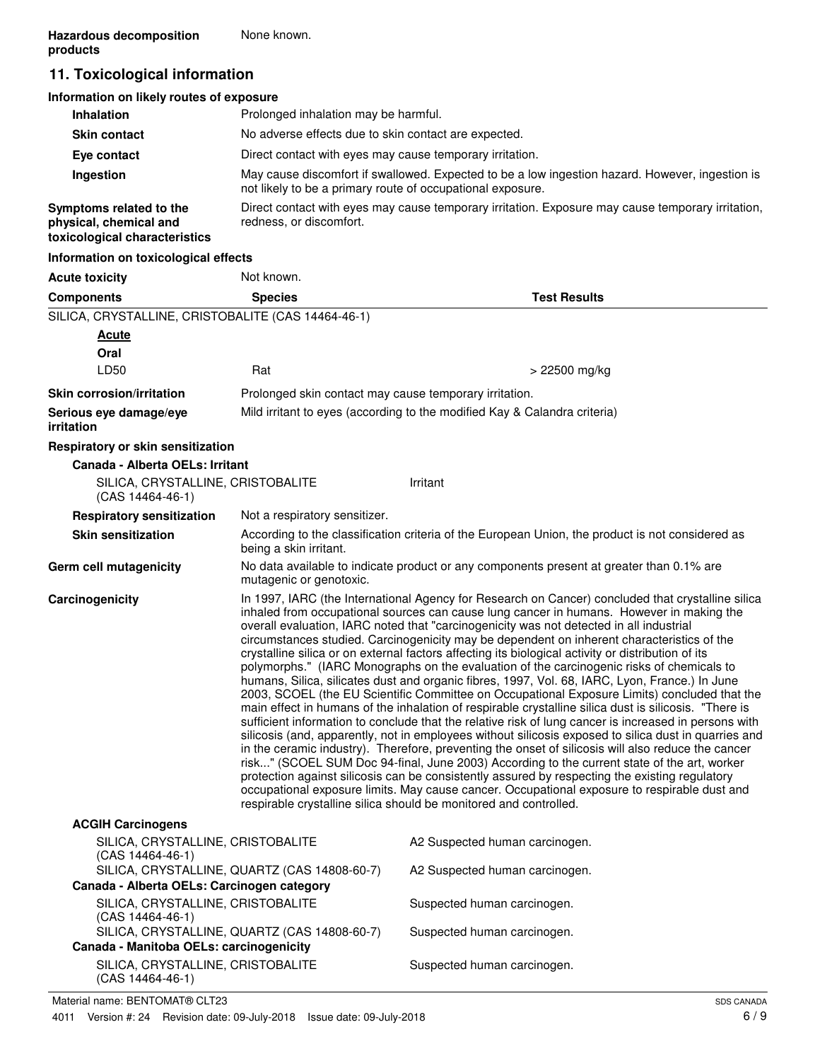**Hazardous decomposition products** None known.

## 11. Toxicological information

**Information on likely routes of exposure**

**Inhalation** Prolonged inhalation may be harmful.

**Skin contact** No adverse effects due to skin contact are expected.

**Eye contact** Direct contact with eyes may cause temporary irritation.

**Ingestion** May cause discomfort if swallowed. Expected to be a low ingestion hazard. However, ingestion is not likely to be a primary route of occupational exposure.

**Symptoms related to the physical, chemical and toxicological characteristics** Direct contact with eyes may cause temporary irritation. Exposure may cause temporary irritation, redness, or discomfort.

**Information on toxicological effects**

**Acute toxicity** Not known.

| Components | Species | Test Results |
|---|---|---|
| SILICA, CRYSTALLINE, CRISTOBALITE (CAS 14464-46-1) | | |
| **Acute** | | |
| **Oral** | | |
| LD50 | Rat | > 22500 mg/kg |

**Skin corrosion/irritation** Prolonged skin contact may cause temporary irritation.

**Serious eye damage/eye irritation** Mild irritant to eyes (according to the modified Kay & Calandra criteria)

**Respiratory or skin sensitization**

**Canada - Alberta OELs: Irritant**

| | |
|---|---|
| SILICA, CRYSTALLINE, CRISTOBALITE (CAS 14464-46-1) | Irritant |

**Respiratory sensitization** Not a respiratory sensitizer.

**Skin sensitization** According to the classification criteria of the European Union, the product is not considered as being a skin irritant.

**Germ cell mutagenicity** No data available to indicate product or any components present at greater than 0.1% are mutagenic or genotoxic.

**Carcinogenicity** In 1997, IARC (the International Agency for Research on Cancer) concluded that crystalline silica inhaled from occupational sources can cause lung cancer in humans. However in making the overall evaluation, IARC noted that "carcinogenicity was not detected in all industrial circumstances studied. Carcinogenicity may be dependent on inherent characteristics of the crystalline silica or on external factors affecting its biological activity or distribution of its polymorphs." (IARC Monographs on the evaluation of the carcinogenic risks of chemicals to humans, Silica, silicates dust and organic fibres, 1997, Vol. 68, IARC, Lyon, France.) In June 2003, SCOEL (the EU Scientific Committee on Occupational Exposure Limits) concluded that the main effect in humans of the inhalation of respirable crystalline silica dust is silicosis. "There is sufficient information to conclude that the relative risk of lung cancer is increased in persons with silicosis (and, apparently, not in employees without silicosis exposed to silica dust in quarries and in the ceramic industry). Therefore, preventing the onset of silicosis will also reduce the cancer risk..." (SCOEL SUM Doc 94-final, June 2003) According to the current state of the art, worker protection against silicosis can be consistently assured by respecting the existing regulatory occupational exposure limits. May cause cancer. Occupational exposure to respirable dust and respirable crystalline silica should be monitored and controlled.

**ACGIH Carcinogens**

| | |
|---|---|
| SILICA, CRYSTALLINE, CRISTOBALITE (CAS 14464-46-1) | A2 Suspected human carcinogen. |
| SILICA, CRYSTALLINE, QUARTZ (CAS 14808-60-7) | A2 Suspected human carcinogen. |

**Canada - Alberta OELs: Carcinogen category**

| | |
|---|---|
| SILICA, CRYSTALLINE, CRISTOBALITE (CAS 14464-46-1) | Suspected human carcinogen. |
| SILICA, CRYSTALLINE, QUARTZ (CAS 14808-60-7) | Suspected human carcinogen. |

**Canada - Manitoba OELs: carcinogenicity**

| | |
|---|---|
| SILICA, CRYSTALLINE, CRISTOBALITE (CAS 14464-46-1) | Suspected human carcinogen. |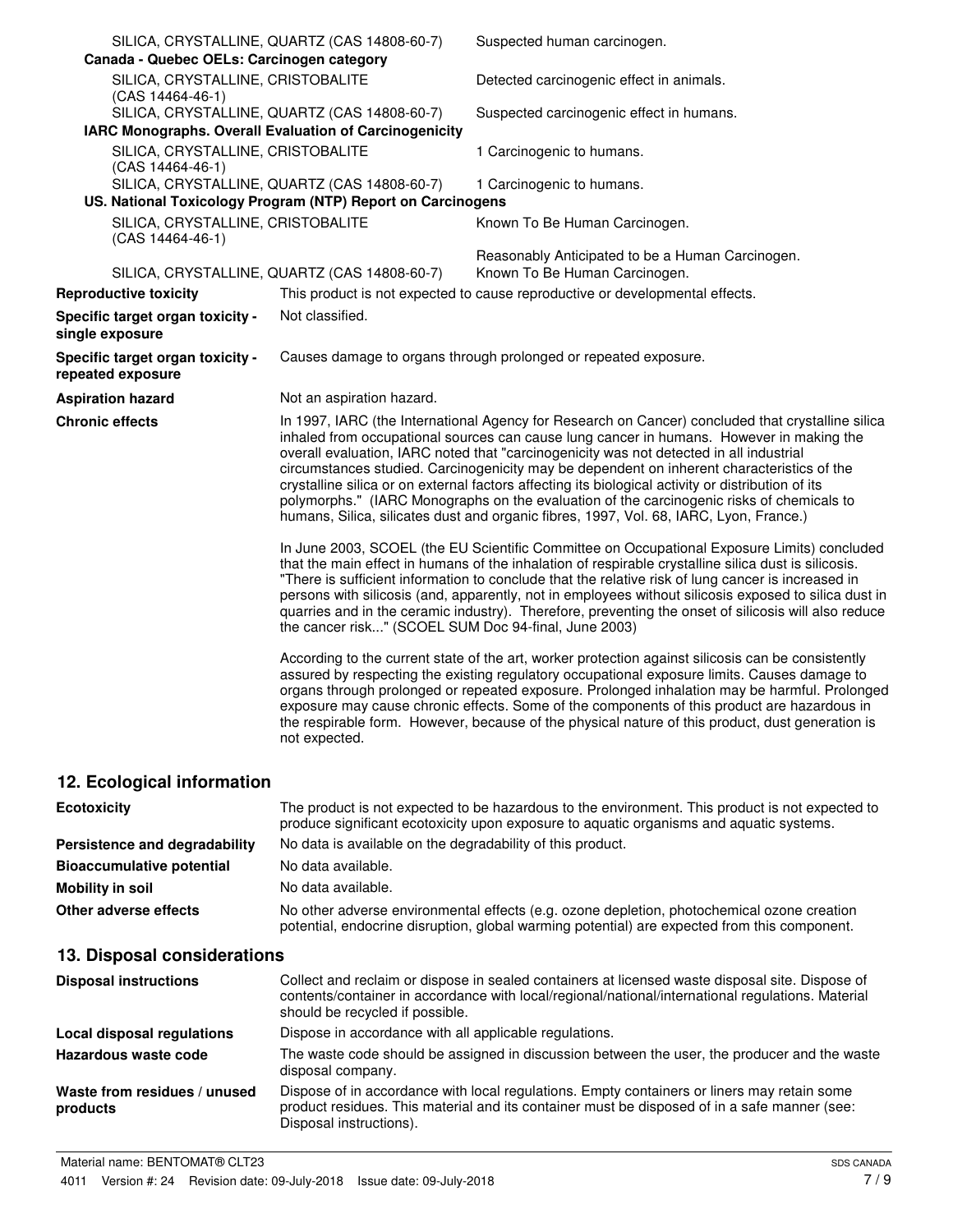| | |
|---|---|
| SILICA, CRYSTALLINE, QUARTZ (CAS 14808-60-7) | Suspected human carcinogen. |
| **Canada - Quebec OELs: Carcinogen category** | |
| SILICA, CRYSTALLINE, CRISTOBALITE (CAS 14464-46-1) | Detected carcinogenic effect in animals. |
| SILICA, CRYSTALLINE, QUARTZ (CAS 14808-60-7) | Suspected carcinogenic effect in humans. |
| **IARC Monographs. Overall Evaluation of Carcinogenicity** | |
| SILICA, CRYSTALLINE, CRISTOBALITE (CAS 14464-46-1) | 1 Carcinogenic to humans. |
| SILICA, CRYSTALLINE, QUARTZ (CAS 14808-60-7) | 1 Carcinogenic to humans. |
| **US. National Toxicology Program (NTP) Report on Carcinogens** | |
| SILICA, CRYSTALLINE, CRISTOBALITE (CAS 14464-46-1) | Known To Be Human Carcinogen. |
| SILICA, CRYSTALLINE, QUARTZ (CAS 14808-60-7) | Reasonably Anticipated to be a Human Carcinogen. Known To Be Human Carcinogen. |

| | |
|---|---|
| **Reproductive toxicity** | This product is not expected to cause reproductive or developmental effects. |
| **Specific target organ toxicity - single exposure** | Not classified. |
| **Specific target organ toxicity - repeated exposure** | Causes damage to organs through prolonged or repeated exposure. |
| **Aspiration hazard** | Not an aspiration hazard. |

**Chronic effects**

In 1997, IARC (the International Agency for Research on Cancer) concluded that crystalline silica inhaled from occupational sources can cause lung cancer in humans. However in making the overall evaluation, IARC noted that "carcinogenicity was not detected in all industrial circumstances studied. Carcinogenicity may be dependent on inherent characteristics of the crystalline silica or on external factors affecting its biological activity or distribution of its polymorphs." (IARC Monographs on the evaluation of the carcinogenic risks of chemicals to humans, Silica, silicates dust and organic fibres, 1997, Vol. 68, IARC, Lyon, France.)

In June 2003, SCOEL (the EU Scientific Committee on Occupational Exposure Limits) concluded that the main effect in humans of the inhalation of respirable crystalline silica dust is silicosis. "There is sufficient information to conclude that the relative risk of lung cancer is increased in persons with silicosis (and, apparently, not in employees without silicosis exposed to silica dust in quarries and in the ceramic industry). Therefore, preventing the onset of silicosis will also reduce the cancer risk..." (SCOEL SUM Doc 94-final, June 2003)

According to the current state of the art, worker protection against silicosis can be consistently assured by respecting the existing regulatory occupational exposure limits. Causes damage to organs through prolonged or repeated exposure. Prolonged inhalation may be harmful. Prolonged exposure may cause chronic effects. Some of the components of this product are hazardous in the respirable form. However, because of the physical nature of this product, dust generation is not expected.

## 12. Ecological information

| | |
|---|---|
| **Ecotoxicity** | The product is not expected to be hazardous to the environment. This product is not expected to produce significant ecotoxicity upon exposure to aquatic organisms and aquatic systems. |
| **Persistence and degradability** | No data is available on the degradability of this product. |
| **Bioaccumulative potential** | No data available. |
| **Mobility in soil** | No data available. |
| **Other adverse effects** | No other adverse environmental effects (e.g. ozone depletion, photochemical ozone creation potential, endocrine disruption, global warming potential) are expected from this component. |

## 13. Disposal considerations

| | |
|---|---|
| **Disposal instructions** | Collect and reclaim or dispose in sealed containers at licensed waste disposal site. Dispose of contents/container in accordance with local/regional/national/international regulations. Material should be recycled if possible. |
| **Local disposal regulations** | Dispose in accordance with all applicable regulations. |
| **Hazardous waste code** | The waste code should be assigned in discussion between the user, the producer and the waste disposal company. |
| **Waste from residues / unused products** | Dispose of in accordance with local regulations. Empty containers or liners may retain some product residues. This material and its container must be disposed of in a safe manner (see: Disposal instructions). |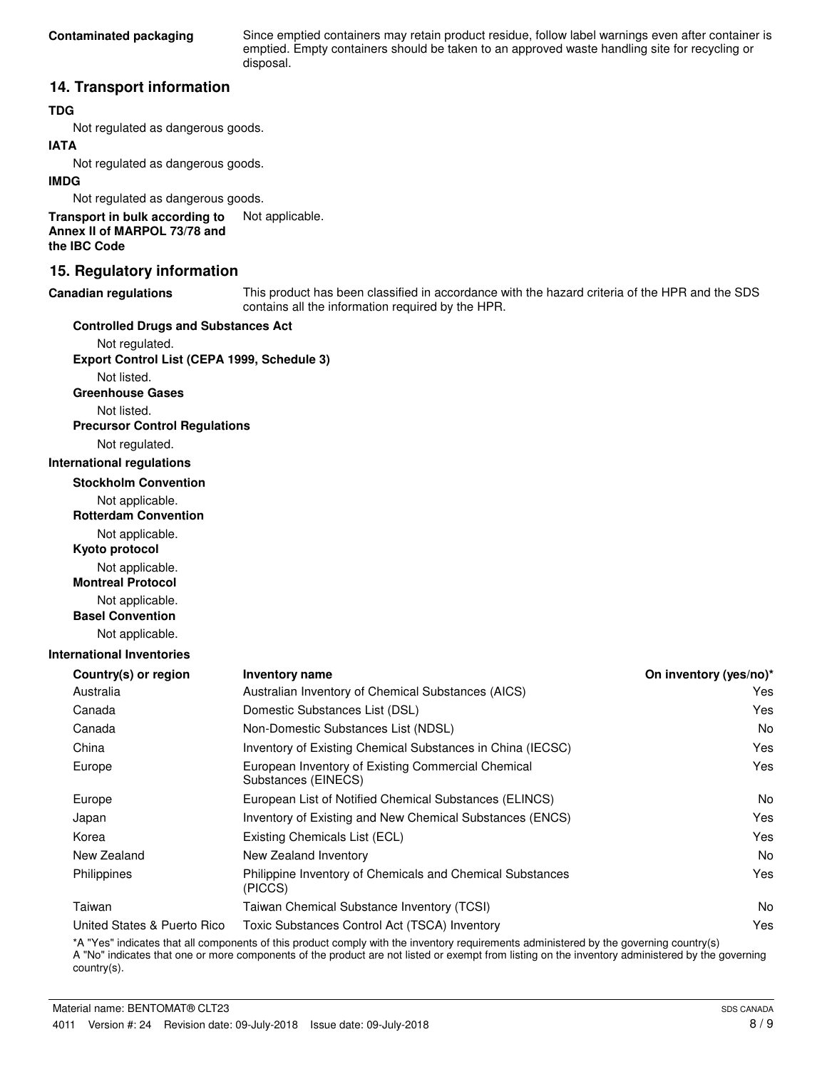**Contaminated packaging** Since emptied containers may retain product residue, follow label warnings even after container is emptied. Empty containers should be taken to an approved waste handling site for recycling or disposal.

## 14. Transport information

**TDG**

Not regulated as dangerous goods.

**IATA**

Not regulated as dangerous goods.

**IMDG**

Not regulated as dangerous goods.

**Transport in bulk according to Annex II of MARPOL 73/78 and the IBC Code** Not applicable.

## 15. Regulatory information

**Canadian regulations** This product has been classified in accordance with the hazard criteria of the HPR and the SDS contains all the information required by the HPR.

**Controlled Drugs and Substances Act**

Not regulated.

**Export Control List (CEPA 1999, Schedule 3)**

Not listed.

**Greenhouse Gases**

Not listed.

**Precursor Control Regulations**

Not regulated.

**International regulations**

**Stockholm Convention**

Not applicable.

**Rotterdam Convention**

Not applicable.

**Kyoto protocol**

Not applicable.

**Montreal Protocol**

Not applicable.

**Basel Convention**

Not applicable.

**International Inventories**

| Country(s) or region | Inventory name | On inventory (yes/no)* |
|---|---|---|
| Australia | Australian Inventory of Chemical Substances (AICS) | Yes |
| Canada | Domestic Substances List (DSL) | Yes |
| Canada | Non-Domestic Substances List (NDSL) | No |
| China | Inventory of Existing Chemical Substances in China (IECSC) | Yes |
| Europe | European Inventory of Existing Commercial Chemical Substances (EINECS) | Yes |
| Europe | European List of Notified Chemical Substances (ELINCS) | No |
| Japan | Inventory of Existing and New Chemical Substances (ENCS) | Yes |
| Korea | Existing Chemicals List (ECL) | Yes |
| New Zealand | New Zealand Inventory | No |
| Philippines | Philippine Inventory of Chemicals and Chemical Substances (PICCS) | Yes |
| Taiwan | Taiwan Chemical Substance Inventory (TCSI) | No |
| United States & Puerto Rico | Toxic Substances Control Act (TSCA) Inventory | Yes |

*A "Yes" indicates that all components of this product comply with the inventory requirements administered by the governing country(s)
A "No" indicates that one or more components of the product are not listed or exempt from listing on the inventory administered by the governing country(s).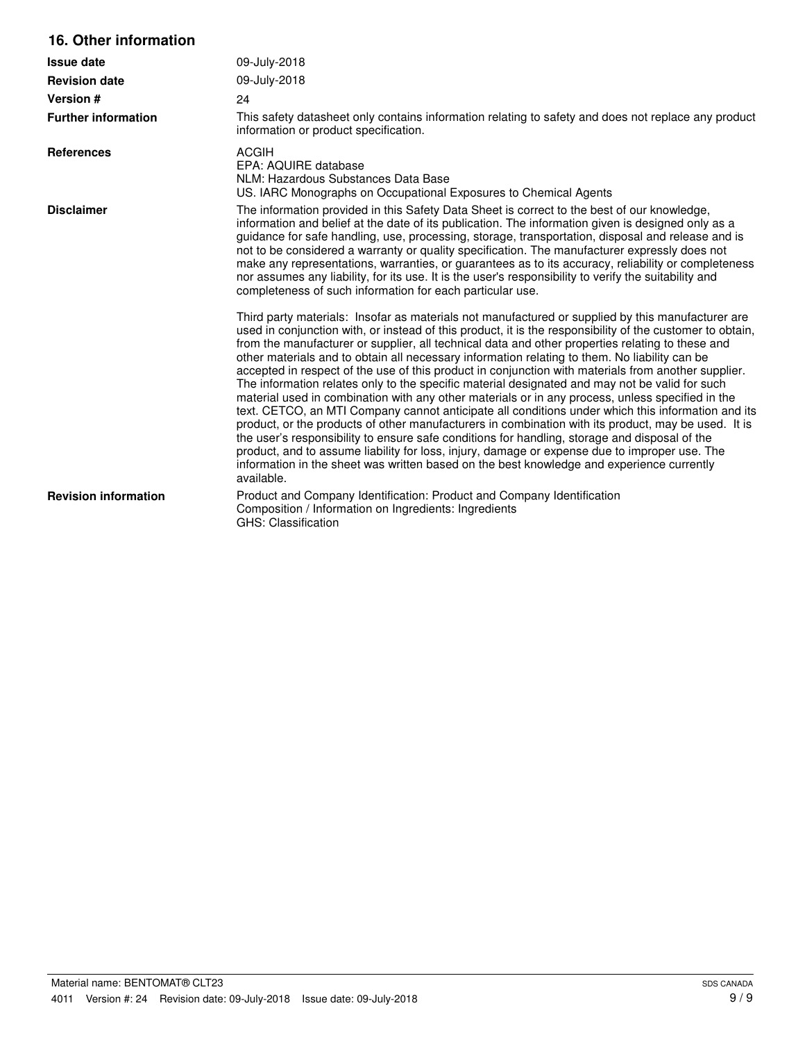## 16. Other information

| | |
|---|---|
| **Issue date** | 09-July-2018 |
| **Revision date** | 09-July-2018 |
| **Version #** | 24 |
| **Further information** | This safety datasheet only contains information relating to safety and does not replace any product information or product specification. |
| **References** | ACGIH<br>EPA: AQUIRE database<br>NLM: Hazardous Substances Data Base<br>US. IARC Monographs on Occupational Exposures to Chemical Agents |
| **Disclaimer** | The information provided in this Safety Data Sheet is correct to the best of our knowledge, information and belief at the date of its publication. The information given is designed only as a guidance for safe handling, use, processing, storage, transportation, disposal and release and is not to be considered a warranty or quality specification. The manufacturer expressly does not make any representations, warranties, or guarantees as to its accuracy, reliability or completeness nor assumes any liability, for its use. It is the user's responsibility to verify the suitability and completeness of such information for each particular use.<br><br>Third party materials: Insofar as materials not manufactured or supplied by this manufacturer are used in conjunction with, or instead of this product, it is the responsibility of the customer to obtain, from the manufacturer or supplier, all technical data and other properties relating to these and other materials and to obtain all necessary information relating to them. No liability can be accepted in respect of the use of this product in conjunction with materials from another supplier. The information relates only to the specific material designated and may not be valid for such material used in combination with any other materials or in any process, unless specified in the text. CETCO, an MTI Company cannot anticipate all conditions under which this information and its product, or the products of other manufacturers in combination with its product, may be used. It is the user's responsibility to ensure safe conditions for handling, storage and disposal of the product, and to assume liability for loss, injury, damage or expense due to improper use. The information in the sheet was written based on the best knowledge and experience currently available. |
| **Revision information** | Product and Company Identification: Product and Company Identification<br>Composition / Information on Ingredients: Ingredients<br>GHS: Classification |